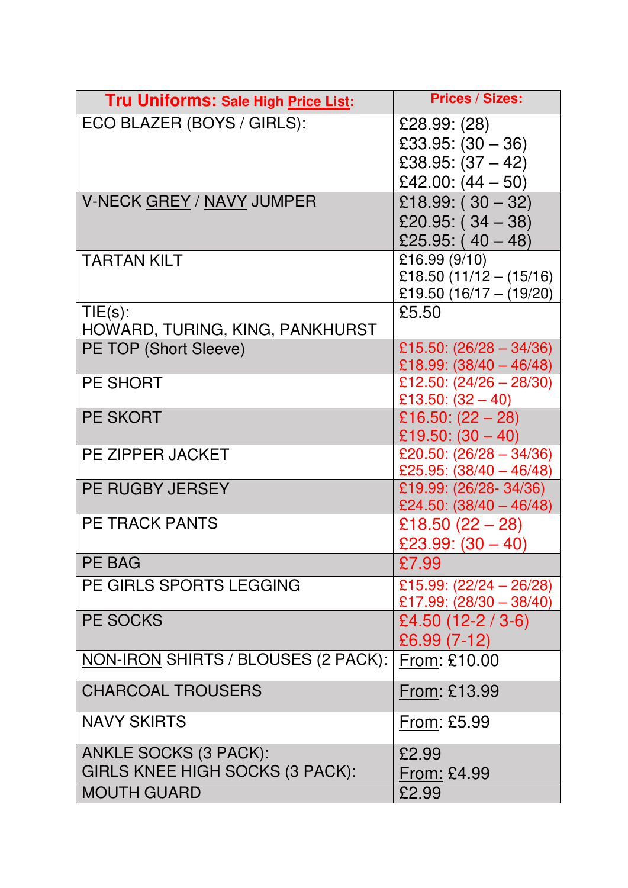| **Tru Uniforms:** **Sale High Price List:** | **Prices / Sizes:** |
|---|---|
| ECO BLAZER (BOYS / GIRLS): | £28.99: (28)<br>£33.95: (30 – 36)<br>£38.95: (37 – 42)<br>£42.00: (44 – 50) |
| V-NECK GREY / NAVY JUMPER | £18.99: ( 30 – 32)<br>£20.95: ( 34 – 38)<br>£25.95: ( 40 – 48) |
| TARTAN KILT | £16.99 (9/10)<br>£18.50 (11/12 – (15/16)<br>£19.50 (16/17 – (19/20) |
| TIE(s):<br>HOWARD, TURING, KING, PANKHURST | £5.50 |
| PE TOP (Short Sleeve) | £15.50: (26/28 – 34/36)<br>£18.99: (38/40 – 46/48) |
| PE SHORT | £12.50: (24/26 – 28/30)<br>£13.50: (32 – 40) |
| PE SKORT | £16.50: (22 – 28)<br>£19.50: (30 – 40) |
| PE ZIPPER JACKET | £20.50: (26/28 – 34/36)<br>£25.95: (38/40 – 46/48) |
| PE RUGBY JERSEY | £19.99: (26/28- 34/36)<br>£24.50: (38/40 – 46/48) |
| PE TRACK PANTS | £18.50 (22 – 28)<br>£23.99: (30 – 40) |
| PE BAG | £7.99 |
| PE GIRLS SPORTS LEGGING | £15.99: (22/24 – 26/28)<br>£17.99: (28/30 – 38/40) |
| PE SOCKS | £4.50 (12-2 / 3-6)<br>£6.99 (7-12) |
| NON-IRON SHIRTS / BLOUSES (2 PACK): | From: £10.00 |
| CHARCOAL TROUSERS | From: £13.99 |
| NAVY SKIRTS | From: £5.99 |
| ANKLE SOCKS (3 PACK):<br>GIRLS KNEE HIGH SOCKS (3 PACK): | £2.99<br>From: £4.99 |
| MOUTH GUARD | £2.99 |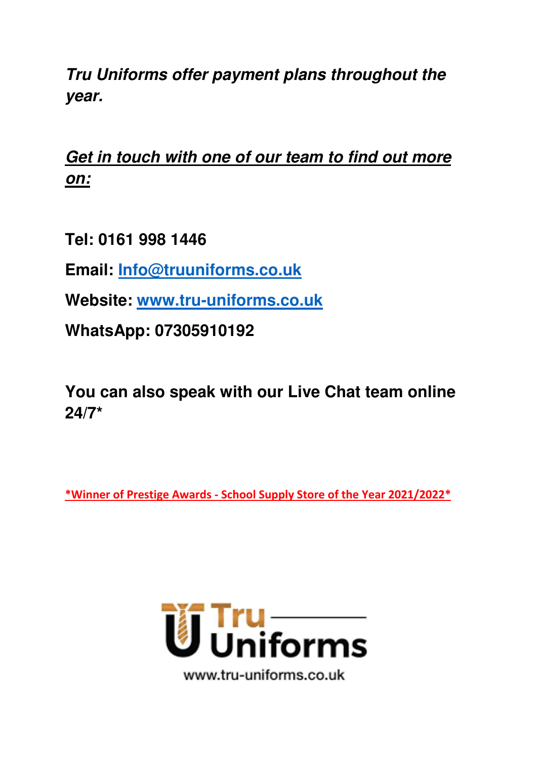***Tru Uniforms offer payment plans throughout the year.***

***Get in touch with one of our team to find out more on:***

**Tel: 0161 998 1446**

**Email: Info@truuniforms.co.uk**

**Website: www.tru-uniforms.co.uk**

**WhatsApp: 07305910192**

**You can also speak with our Live Chat team online 24/7***

**\*Winner of Prestige Awards - School Supply Store of the Year 2021/2022\***

Tru Uniforms

www.tru-uniforms.co.uk